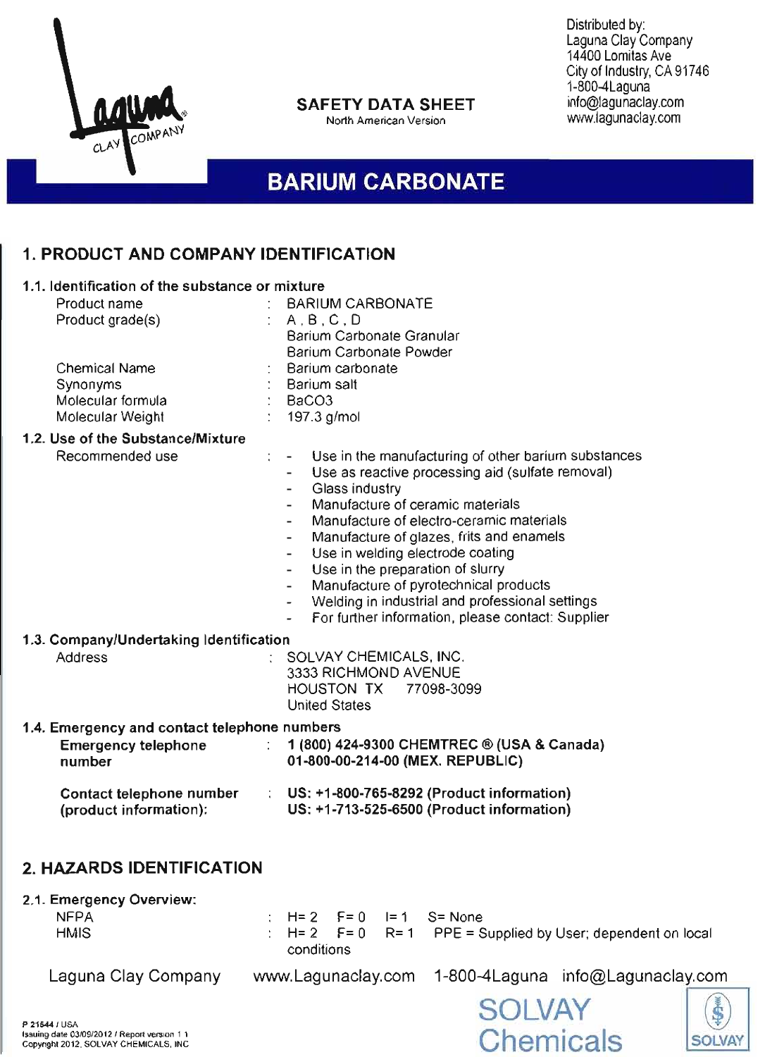Distributed by:
Laguna Clay Company
14400 Lomitas Ave
City of Industry, CA 91746
1-800-4Laguna
info@lagunaclay.com
www.lagunaclay.com

**SAFETY DATA SHEET**
North American Version

# BARIUM CARBONATE

## 1. PRODUCT AND COMPANY IDENTIFICATION

### 1.1. Identification of the substance or mixture

| | | |
|---|---|---|
| Product name | : | BARIUM CARBONATE |
| Product grade(s) | : | A , B , C , D<br>Barium Carbonate Granular<br>Barium Carbonate Powder |
| Chemical Name | : | Barium carbonate |
| Synonyms | : | Barium salt |
| Molecular formula | : | $BaCO_3$ |
| Molecular Weight | : | 197.3 g/mol |

### 1.2. Use of the Substance/Mixture

Recommended use :

- Use in the manufacturing of other barium substances
- Use as reactive processing aid (sulfate removal)
- Glass industry
- Manufacture of ceramic materials
- Manufacture of electro-ceramic materials
- Manufacture of glazes, frits and enamels
- Use in welding electrode coating
- Use in the preparation of slurry
- Manufacture of pyrotechnical products
- Welding in industrial and professional settings
- For further information, please contact: Supplier

### 1.3. Company/Undertaking Identification

Address : SOLVAY CHEMICALS, INC.
3333 RICHMOND AVENUE
HOUSTON TX 77098-3099
United States

### 1.4. Emergency and contact telephone numbers

| | | |
|---|---|---|
| **Emergency telephone number** | : | **1 (800) 424-9300 CHEMTREC ® (USA & Canada)**<br>**01-800-00-214-00 (MEX. REPUBLIC)** |
| **Contact telephone number (product information):** | : | **US: +1-800-765-8292 (Product information)**<br>**US: +1-713-525-6500 (Product information)** |

## 2. HAZARDS IDENTIFICATION

### 2.1. Emergency Overview:

| | | |
|---|---|---|
| NFPA | : | H= 2 F= 0 I= 1 S= None |
| HMIS | : | H= 2 F= 0 R= 1 PPE = Supplied by User; dependent on local conditions |

Laguna Clay Company www.Lagunaclay.com 1-800-4Laguna info@Lagunaclay.com

P 21544 / USA
Issuing date 03/09/2012 / Report version 1.1
Copyright 2012, SOLVAY CHEMICALS, INC

SOLVAY Chemicals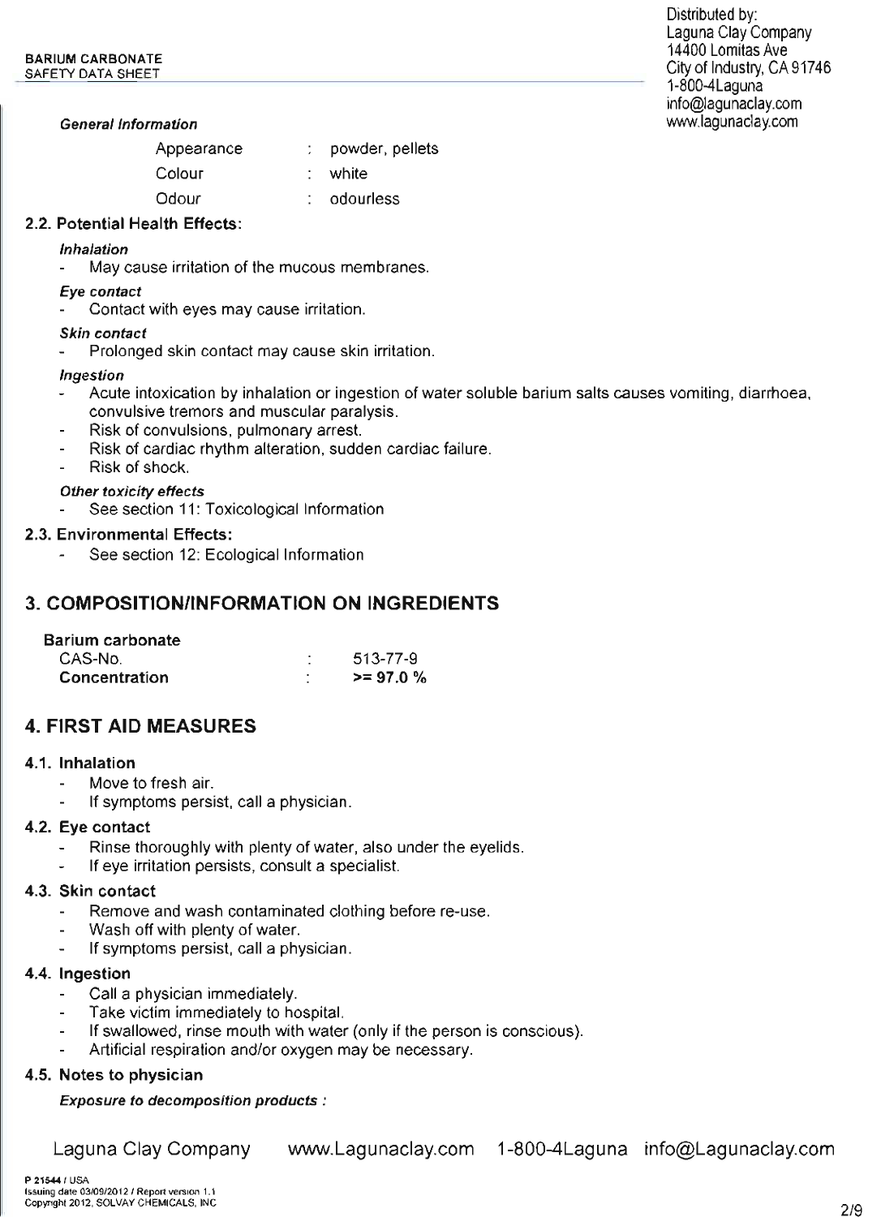#### *General Information*

| | | |
|---|---|---|
| Appearance | : | powder, pellets |
| Colour | : | white |
| Odour | : | odourless |

### 2.2. Potential Health Effects:

***Inhalation***

- May cause irritation of the mucous membranes.

***Eye contact***

- Contact with eyes may cause irritation.

***Skin contact***

- Prolonged skin contact may cause skin irritation.

***Ingestion***

- Acute intoxication by inhalation or ingestion of water soluble barium salts causes vomiting, diarrhoea, convulsive tremors and muscular paralysis.
- Risk of convulsions, pulmonary arrest.
- Risk of cardiac rhythm alteration, sudden cardiac failure.
- Risk of shock.

***Other toxicity effects***

- See section 11: Toxicological Information

### 2.3. Environmental Effects:

- See section 12: Ecological Information

## 3. COMPOSITION/INFORMATION ON INGREDIENTS

**Barium carbonate**

| | | |
|---|---|---|
| CAS-No. | : | 513-77-9 |
| **Concentration** | : | **>= 97.0 %** |

## 4. FIRST AID MEASURES

### 4.1. Inhalation

- Move to fresh air.
- If symptoms persist, call a physician.

### 4.2. Eye contact

- Rinse thoroughly with plenty of water, also under the eyelids.
- If eye irritation persists, consult a specialist.

### 4.3. Skin contact

- Remove and wash contaminated clothing before re-use.
- Wash off with plenty of water.
- If symptoms persist, call a physician.

### 4.4. Ingestion

- Call a physician immediately.
- Take victim immediately to hospital.
- If swallowed, rinse mouth with water (only if the person is conscious).
- Artificial respiration and/or oxygen may be necessary.

### 4.5. Notes to physician

***Exposure to decomposition products :***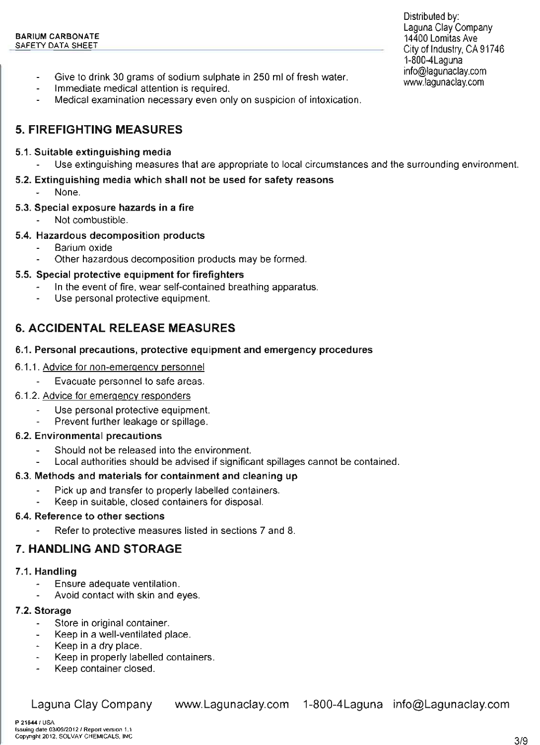- Give to drink 30 grams of sodium sulphate in 250 ml of fresh water.
- Immediate medical attention is required.
- Medical examination necessary even only on suspicion of intoxication.

## 5. FIREFIGHTING MEASURES

### 5.1. Suitable extinguishing media

- Use extinguishing measures that are appropriate to local circumstances and the surrounding environment.

### 5.2. Extinguishing media which shall not be used for safety reasons

- None.

### 5.3. Special exposure hazards in a fire

- Not combustible.

### 5.4. Hazardous decomposition products

- Barium oxide
- Other hazardous decomposition products may be formed.

### 5.5. Special protective equipment for firefighters

- In the event of fire, wear self-contained breathing apparatus.
- Use personal protective equipment.

## 6. ACCIDENTAL RELEASE MEASURES

### 6.1. Personal precautions, protective equipment and emergency procedures

6.1.1. Advice for non-emergency personnel

- Evacuate personnel to safe areas.

6.1.2. Advice for emergency responders

- Use personal protective equipment.
- Prevent further leakage or spillage.

### 6.2. Environmental precautions

- Should not be released into the environment.
- Local authorities should be advised if significant spillages cannot be contained.

### 6.3. Methods and materials for containment and cleaning up

- Pick up and transfer to properly labelled containers.
- Keep in suitable, closed containers for disposal.

### 6.4. Reference to other sections

- Refer to protective measures listed in sections 7 and 8.

## 7. HANDLING AND STORAGE

### 7.1. Handling

- Ensure adequate ventilation.
- Avoid contact with skin and eyes.

### 7.2. Storage

- Store in original container.
- Keep in a well-ventilated place.
- Keep in a dry place.
- Keep in properly labelled containers.
- Keep container closed.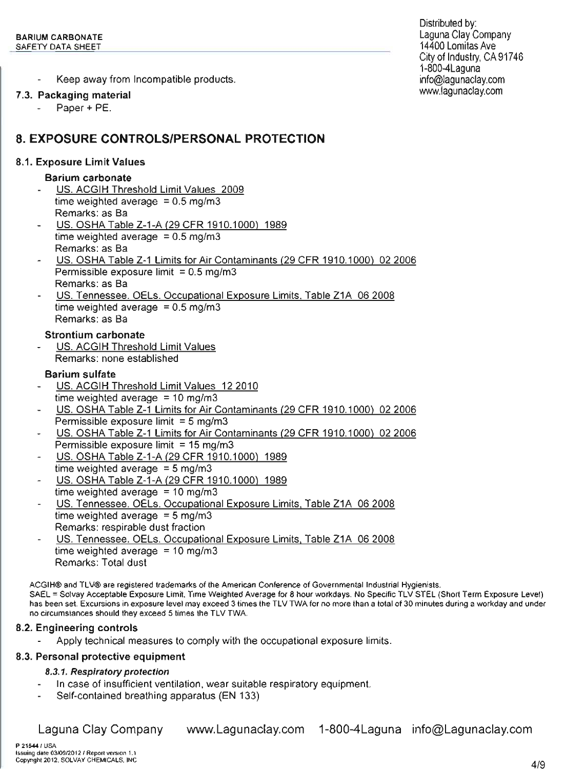- Keep away from Incompatible products.

### 7.3. Packaging material

- Paper + PE.

## 8. EXPOSURE CONTROLS/PERSONAL PROTECTION

### 8.1. Exposure Limit Values

**Barium carbonate**

- US. ACGIH Threshold Limit Values 2009
  time weighted average = 0.5 mg/m3
  Remarks: as Ba
- US. OSHA Table Z-1-A (29 CFR 1910.1000) 1989
  time weighted average = 0.5 mg/m3
  Remarks: as Ba
- US. OSHA Table Z-1 Limits for Air Contaminants (29 CFR 1910.1000) 02 2006
  Permissible exposure limit = 0.5 mg/m3
  Remarks: as Ba
- US. Tennessee. OELs. Occupational Exposure Limits, Table Z1A 06 2008
  time weighted average = 0.5 mg/m3
  Remarks: as Ba

**Strontium carbonate**

- US. ACGIH Threshold Limit Values
  Remarks: none established

**Barium sulfate**

- US. ACGIH Threshold Limit Values 12 2010
  time weighted average = 10 mg/m3
- US. OSHA Table Z-1 Limits for Air Contaminants (29 CFR 1910.1000) 02 2006
  Permissible exposure limit = 5 mg/m3
- US. OSHA Table Z-1 Limits for Air Contaminants (29 CFR 1910.1000) 02 2006
  Permissible exposure limit = 15 mg/m3
- US. OSHA Table Z-1-A (29 CFR 1910.1000) 1989
  time weighted average = 5 mg/m3
- US. OSHA Table Z-1-A (29 CFR 1910.1000) 1989
  time weighted average = 10 mg/m3
- US. Tennessee. OELs. Occupational Exposure Limits, Table Z1A 06 2008
  time weighted average = 5 mg/m3
  Remarks: respirable dust fraction
- US. Tennessee. OELs. Occupational Exposure Limits, Table Z1A 06 2008
  time weighted average = 10 mg/m3
  Remarks: Total dust

ACGIH® and TLV® are registered trademarks of the American Conference of Governmental Industrial Hygienists.
SAEL = Solvay Acceptable Exposure Limit, Time Weighted Average for 8 hour workdays. No Specific TLV STEL (Short Term Exposure Level) has been set. Excursions in exposure level may exceed 3 times the TLV TWA for no more than a total of 30 minutes during a workday and under no circumstances should they exceed 5 times the TLV TWA.

### 8.2. Engineering controls

- Apply technical measures to comply with the occupational exposure limits.

### 8.3. Personal protective equipment

#### *8.3.1. Respiratory protection*

- In case of insufficient ventilation, wear suitable respiratory equipment.
- Self-contained breathing apparatus (EN 133)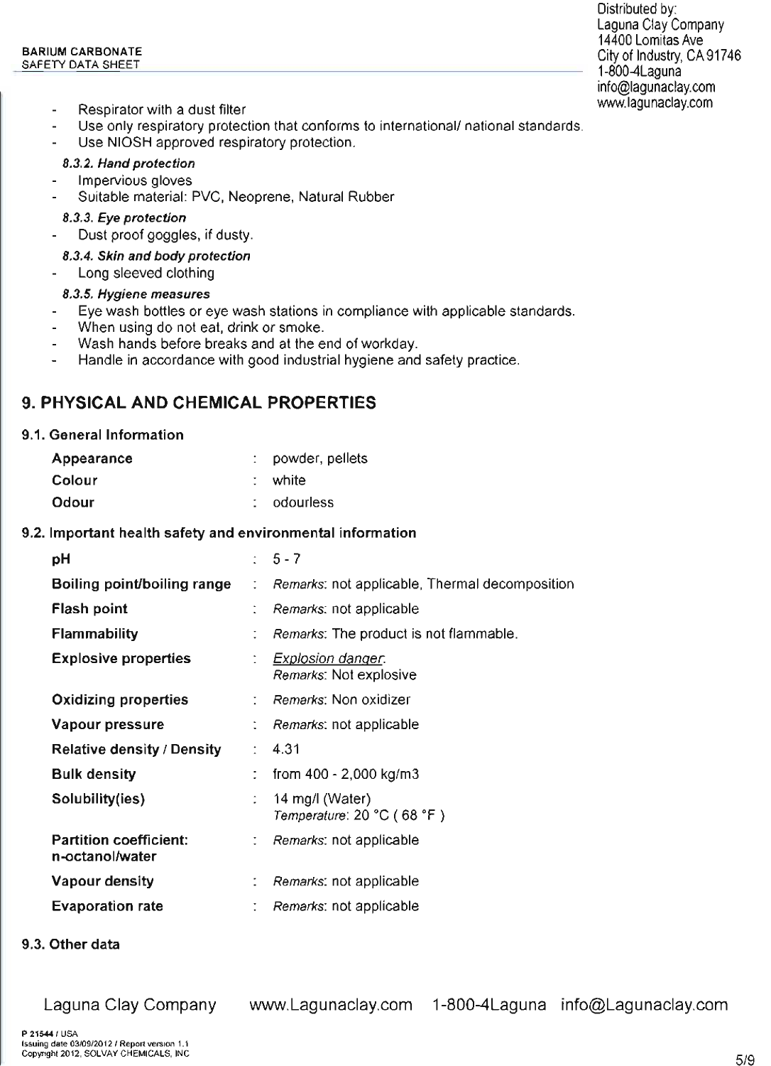- Respirator with a dust filter
- Use only respiratory protection that conforms to international/ national standards.
- Use NIOSH approved respiratory protection.

*8.3.2. Hand protection*

- Impervious gloves
- Suitable material: PVC, Neoprene, Natural Rubber

*8.3.3. Eye protection*

- Dust proof goggles, if dusty.

*8.3.4. Skin and body protection*

- Long sleeved clothing

*8.3.5. Hygiene measures*

- Eye wash bottles or eye wash stations in compliance with applicable standards.
- When using do not eat, drink or smoke.
- Wash hands before breaks and at the end of workday.
- Handle in accordance with good industrial hygiene and safety practice.

## 9. PHYSICAL AND CHEMICAL PROPERTIES

### 9.1. General Information

| | | |
|---|---|---|
| **Appearance** | : | powder, pellets |
| **Colour** | : | white |
| **Odour** | : | odourless |

### 9.2. Important health safety and environmental information

| | | |
|---|---|---|
| **pH** | : | 5 - 7 |
| **Boiling point/boiling range** | : | *Remarks*: not applicable, Thermal decomposition |
| **Flash point** | : | *Remarks*: not applicable |
| **Flammability** | : | *Remarks*: The product is not flammable. |
| **Explosive properties** | : | Explosion danger.<br>*Remarks*: Not explosive |
| **Oxidizing properties** | : | *Remarks*: Non oxidizer |
| **Vapour pressure** | : | *Remarks*: not applicable |
| **Relative density / Density** | : | 4.31 |
| **Bulk density** | : | from 400 - 2,000 kg/m3 |
| **Solubility(ies)** | : | 14 mg/l (Water)<br>*Temperature*: 20 °C ( 68 °F ) |
| **Partition coefficient: n-octanol/water** | : | *Remarks*: not applicable |
| **Vapour density** | : | *Remarks*: not applicable |
| **Evaporation rate** | : | *Remarks*: not applicable |

### 9.3. Other data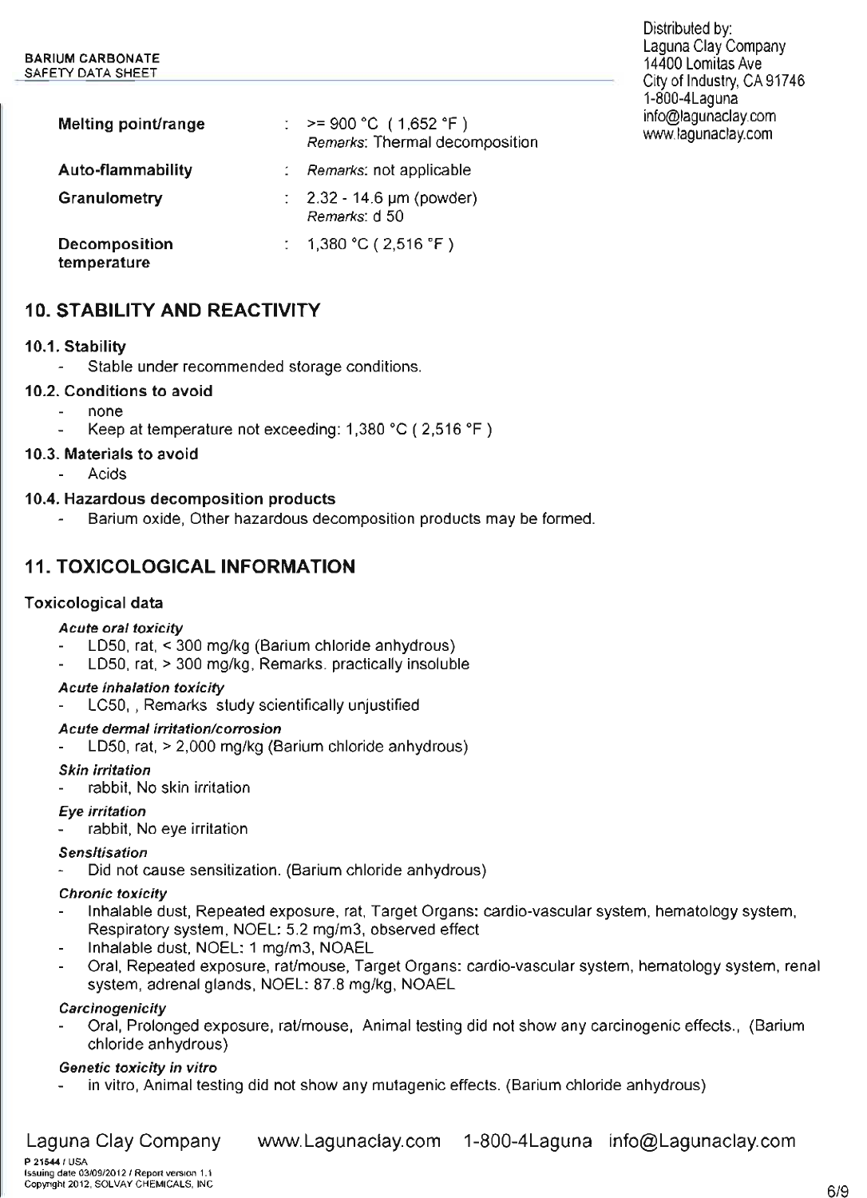| | | |
|---|---|---|
| **Melting point/range** | : | >= 900 °C ( 1,652 °F )<br>*Remarks*: Thermal decomposition |
| **Auto-flammability** | : | *Remarks*: not applicable |
| **Granulometry** | : | 2.32 - 14.6 µm (powder)<br>*Remarks*: d 50 |
| **Decomposition temperature** | : | 1,380 °C ( 2,516 °F ) |

## 10. STABILITY AND REACTIVITY

### 10.1. Stability

- Stable under recommended storage conditions.

### 10.2. Conditions to avoid

- none
- Keep at temperature not exceeding: 1,380 °C ( 2,516 °F )

### 10.3. Materials to avoid

- Acids

### 10.4. Hazardous decomposition products

- Barium oxide, Other hazardous decomposition products may be formed.

## 11. TOXICOLOGICAL INFORMATION

### Toxicological data

***Acute oral toxicity***

- LD50, rat, < 300 mg/kg (Barium chloride anhydrous)
- LD50, rat, > 300 mg/kg, Remarks. practically insoluble

***Acute inhalation toxicity***

- LC50, , Remarks study scientifically unjustified

***Acute dermal irritation/corrosion***

- LD50, rat, > 2,000 mg/kg (Barium chloride anhydrous)

***Skin irritation***

- rabbit, No skin irritation

***Eye irritation***

- rabbit, No eye irritation

***Sensitisation***

- Did not cause sensitization. (Barium chloride anhydrous)

***Chronic toxicity***

- Inhalable dust, Repeated exposure, rat, Target Organs: cardio-vascular system, hematology system, Respiratory system, NOEL: 5.2 mg/m3, observed effect
- Inhalable dust, NOEL: 1 mg/m3, NOAEL
- Oral, Repeated exposure, rat/mouse, Target Organs: cardio-vascular system, hematology system, renal system, adrenal glands, NOEL: 87.8 mg/kg, NOAEL

***Carcinogenicity***

- Oral, Prolonged exposure, rat/mouse, Animal testing did not show any carcinogenic effects., (Barium chloride anhydrous)

***Genetic toxicity in vitro***

- in vitro, Animal testing did not show any mutagenic effects. (Barium chloride anhydrous)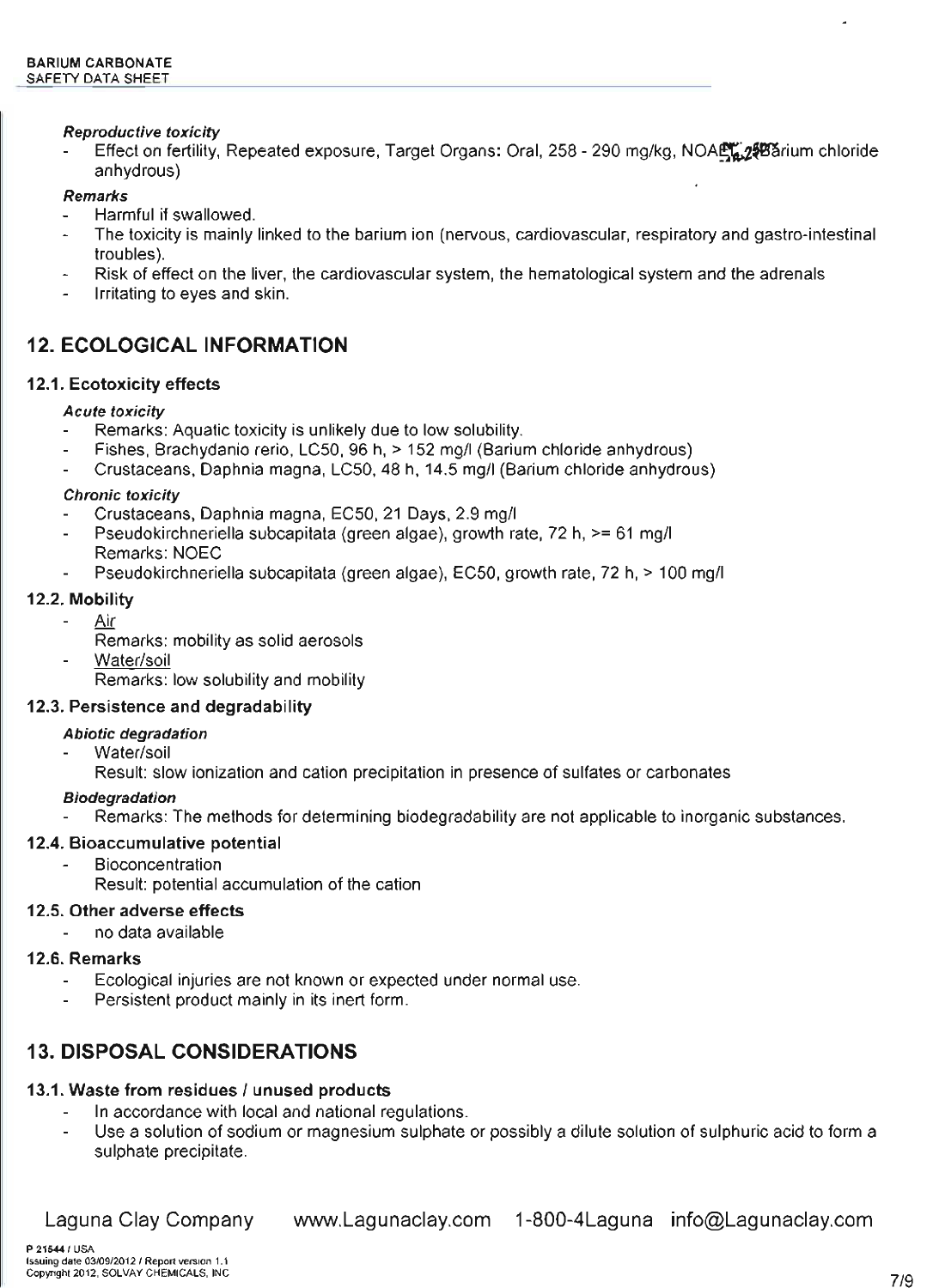*Reproductive toxicity*

- Effect on fertility, Repeated exposure, Target Organs: Oral, 258 - 290 mg/kg, NOAEL (Barium chloride anhydrous)

*Remarks*

- Harmful if swallowed.
- The toxicity is mainly linked to the barium ion (nervous, cardiovascular, respiratory and gastro-intestinal troubles).
- Risk of effect on the liver, the cardiovascular system, the hematological system and the adrenals
- Irritating to eyes and skin.

## 12. ECOLOGICAL INFORMATION

### 12.1. Ecotoxicity effects

*Acute toxicity*

- Remarks: Aquatic toxicity is unlikely due to low solubility.
- Fishes, Brachydanio rerio, LC50, 96 h, > 152 mg/l (Barium chloride anhydrous)
- Crustaceans, Daphnia magna, LC50, 48 h, 14.5 mg/l (Barium chloride anhydrous)

*Chronic toxicity*

- Crustaceans, Daphnia magna, EC50, 21 Days, 2.9 mg/l
- Pseudokirchneriella subcapitata (green algae), growth rate, 72 h, >= 61 mg/l
  Remarks: NOEC
- Pseudokirchneriella subcapitata (green algae), EC50, growth rate, 72 h, > 100 mg/l

### 12.2. Mobility

- Air
  Remarks: mobility as solid aerosols
- Water/soil
  Remarks: low solubility and mobility

### 12.3. Persistence and degradability

*Abiotic degradation*

- Water/soil
  Result: slow ionization and cation precipitation in presence of sulfates or carbonates

*Biodegradation*

- Remarks: The methods for determining biodegradability are not applicable to inorganic substances.

### 12.4. Bioaccumulative potential

- Bioconcentration
  Result: potential accumulation of the cation

### 12.5. Other adverse effects

- no data available

### 12.6. Remarks

- Ecological injuries are not known or expected under normal use.
- Persistent product mainly in its inert form.

## 13. DISPOSAL CONSIDERATIONS

### 13.1. Waste from residues / unused products

- In accordance with local and national regulations.
- Use a solution of sodium or magnesium sulphate or possibly a dilute solution of sulphuric acid to form a sulphate precipitate.

Laguna Clay Company www.Lagunaclay.com 1-800-4Laguna info@Lagunaclay.com

P 21544 / USA
Issuing date 03/09/2012 / Report version 1.1
Copyright 2012, SOLVAY CHEMICALS, INC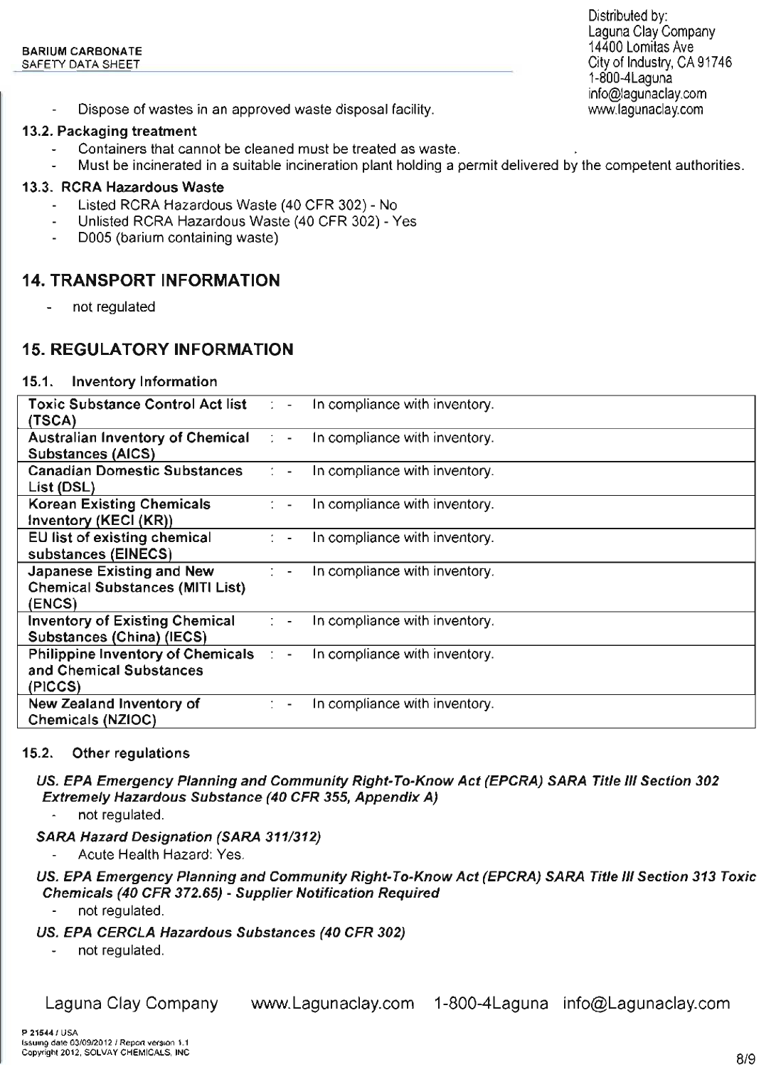- Dispose of wastes in an approved waste disposal facility.

### 13.2. Packaging treatment

- Containers that cannot be cleaned must be treated as waste.
- Must be incinerated in a suitable incineration plant holding a permit delivered by the competent authorities.

### 13.3. RCRA Hazardous Waste

- Listed RCRA Hazardous Waste (40 CFR 302) - No
- Unlisted RCRA Hazardous Waste (40 CFR 302) - Yes
- D005 (barium containing waste)

## 14. TRANSPORT INFORMATION

- not regulated

## 15. REGULATORY INFORMATION

### 15.1. Inventory Information

| | | |
|---|---|---|
| **Toxic Substance Control Act list (TSCA)** | : - | In compliance with inventory. |
| **Australian Inventory of Chemical Substances (AICS)** | : - | In compliance with inventory. |
| **Canadian Domestic Substances List (DSL)** | : - | In compliance with inventory. |
| **Korean Existing Chemicals Inventory (KECI (KR))** | : - | In compliance with inventory. |
| **EU list of existing chemical substances (EINECS)** | : - | In compliance with inventory. |
| **Japanese Existing and New Chemical Substances (MITI List) (ENCS)** | : - | In compliance with inventory. |
| **Inventory of Existing Chemical Substances (China) (IECS)** | : - | In compliance with inventory. |
| **Philippine Inventory of Chemicals and Chemical Substances (PICCS)** | : - | In compliance with inventory. |
| **New Zealand Inventory of Chemicals (NZIOC)** | : - | In compliance with inventory. |

### 15.2. Other regulations

***US. EPA Emergency Planning and Community Right-To-Know Act (EPCRA) SARA Title III Section 302 Extremely Hazardous Substance (40 CFR 355, Appendix A)***

- not regulated.

***SARA Hazard Designation (SARA 311/312)***

- Acute Health Hazard: Yes.

***US. EPA Emergency Planning and Community Right-To-Know Act (EPCRA) SARA Title III Section 313 Toxic Chemicals (40 CFR 372.65) - Supplier Notification Required***

- not regulated.

***US. EPA CERCLA Hazardous Substances (40 CFR 302)***

- not regulated.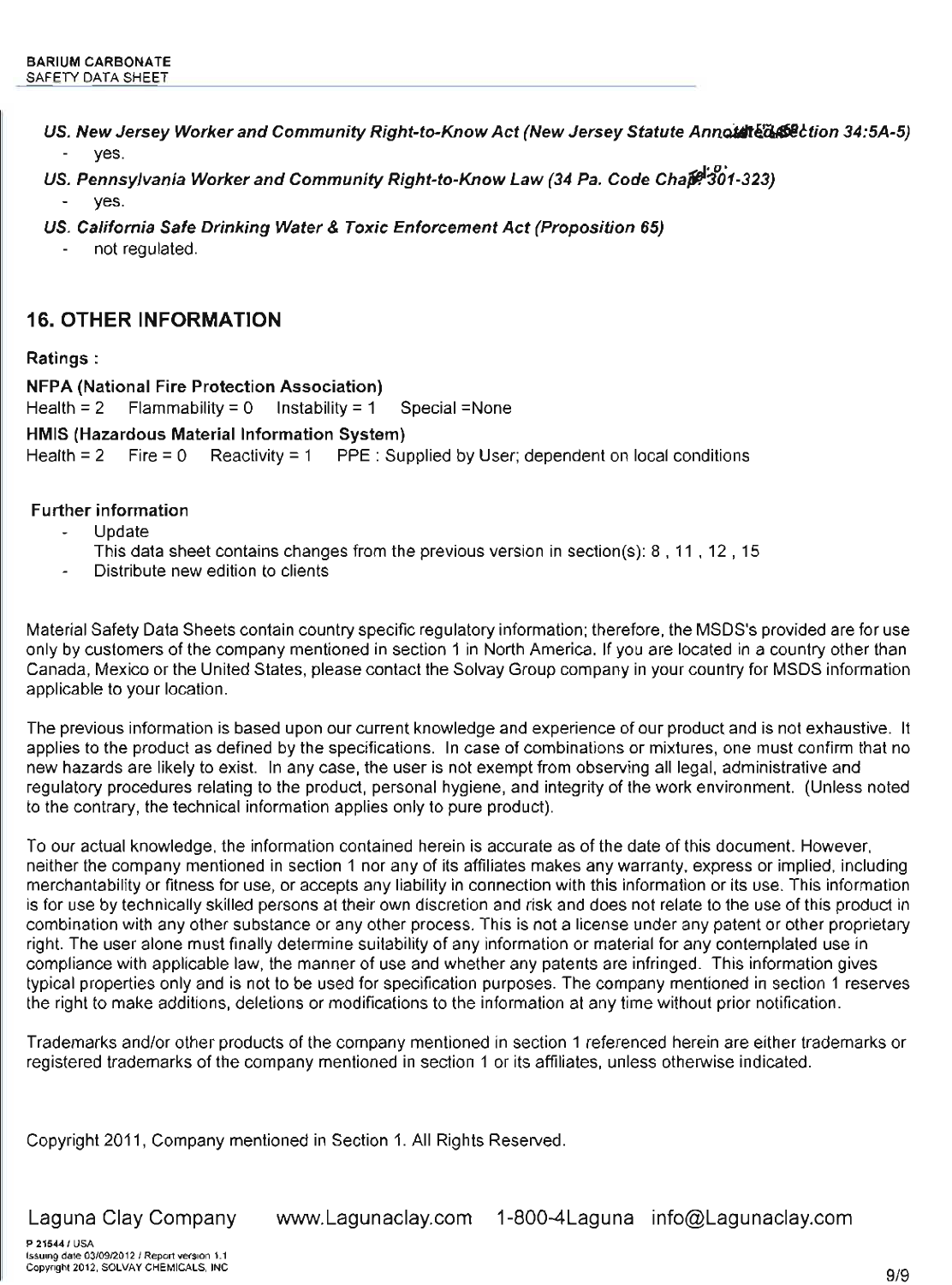*US. New Jersey Worker and Community Right-to-Know Act (New Jersey Statute Annotated Section 34:5A-5)*

- yes.

*US. Pennsylvania Worker and Community Right-to-Know Law (34 Pa. Code Chap. 301-323)*

- yes.

*US. California Safe Drinking Water & Toxic Enforcement Act (Proposition 65)*

- not regulated.

## 16. OTHER INFORMATION

**Ratings :**

**NFPA (National Fire Protection Association)**
Health = 2 Flammability = 0 Instability = 1 Special =None

**HMIS (Hazardous Material Information System)**
Health = 2 Fire = 0 Reactivity = 1 PPE : Supplied by User; dependent on local conditions

**Further information**

- Update
  This data sheet contains changes from the previous version in section(s): 8 , 11 , 12 , 15
- Distribute new edition to clients

Material Safety Data Sheets contain country specific regulatory information; therefore, the MSDS's provided are for use only by customers of the company mentioned in section 1 in North America. If you are located in a country other than Canada, Mexico or the United States, please contact the Solvay Group company in your country for MSDS information applicable to your location.

The previous information is based upon our current knowledge and experience of our product and is not exhaustive. It applies to the product as defined by the specifications. In case of combinations or mixtures, one must confirm that no new hazards are likely to exist. In any case, the user is not exempt from observing all legal, administrative and regulatory procedures relating to the product, personal hygiene, and integrity of the work environment. (Unless noted to the contrary, the technical information applies only to pure product).

To our actual knowledge, the information contained herein is accurate as of the date of this document. However, neither the company mentioned in section 1 nor any of its affiliates makes any warranty, express or implied, including merchantability or fitness for use, or accepts any liability in connection with this information or its use. This information is for use by technically skilled persons at their own discretion and risk and does not relate to the use of this product in combination with any other substance or any other process. This is not a license under any patent or other proprietary right. The user alone must finally determine suitability of any information or material for any contemplated use in compliance with applicable law, the manner of use and whether any patents are infringed. This information gives typical properties only and is not to be used for specification purposes. The company mentioned in section 1 reserves the right to make additions, deletions or modifications to the information at any time without prior notification.

Trademarks and/or other products of the company mentioned in section 1 referenced herein are either trademarks or registered trademarks of the company mentioned in section 1 or its affiliates, unless otherwise indicated.

Copyright 2011, Company mentioned in Section 1. All Rights Reserved.

Laguna Clay Company www.Lagunaclay.com 1-800-4Laguna info@Lagunaclay.com

P 21544 / USA
Issuing date 03/09/2012 / Report version 1.1
Copyright 2012, SOLVAY CHEMICALS, INC